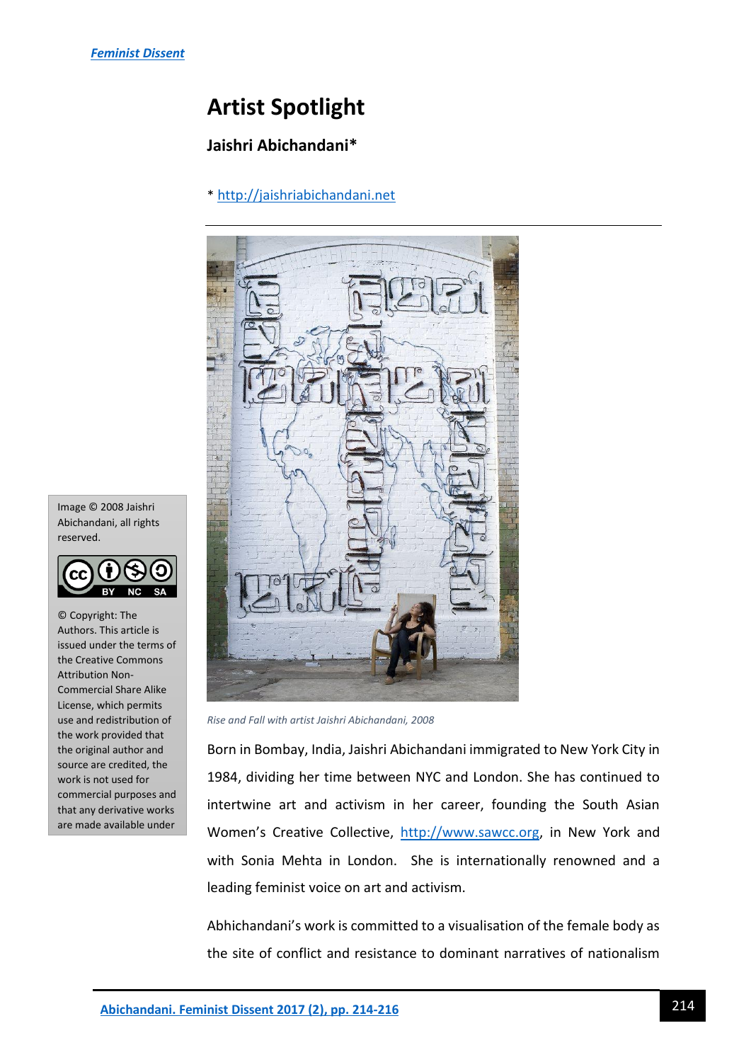# Artist Spotlight

## Jaishri Abichandani*

* http://jaishriabichandani.net

Image © 2008 Jaishri Abichandani, all rights reserved.

© Copyright: The Authors. This article is issued under the terms of the Creative Commons Attribution Non-Commercial Share Alike License, which permits use and redistribution of the work provided that the original author and source are credited, the work is not used for commercial purposes and that any derivative works are made available under

*Rise and Fall with artist Jaishri Abichandani, 2008*

Born in Bombay, India, Jaishri Abichandani immigrated to New York City in 1984, dividing her time between NYC and London. She has continued to intertwine art and activism in her career, founding the South Asian Women's Creative Collective, http://www.sawcc.org, in New York and with Sonia Mehta in London. She is internationally renowned and a leading feminist voice on art and activism.

Abichandani's work is committed to a visualisation of the female body as the site of conflict and resistance to dominant narratives of nationalism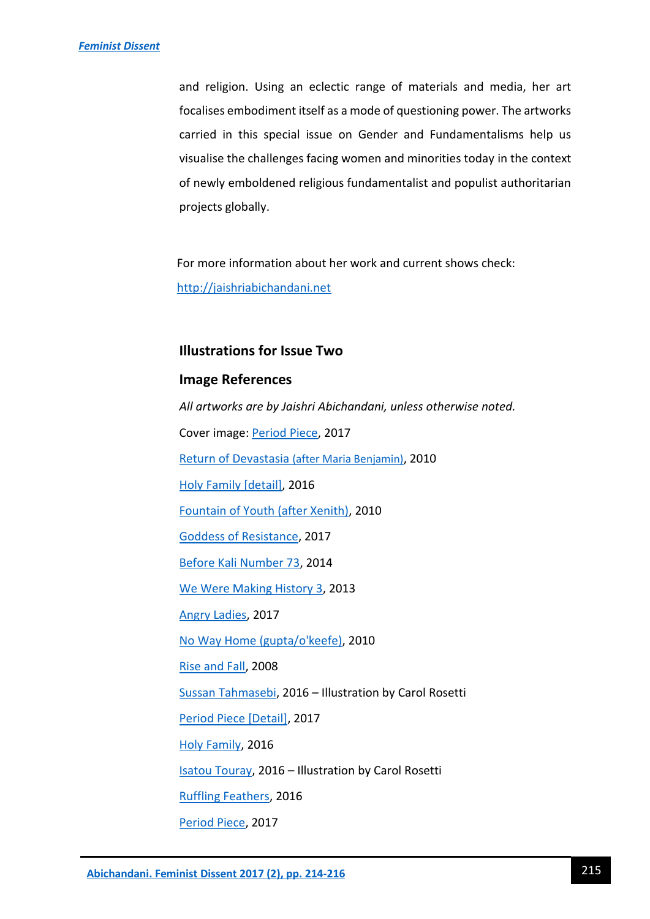and religion. Using an eclectic range of materials and media, her art focalises embodiment itself as a mode of questioning power. The artworks carried in this special issue on Gender and Fundamentalisms help us visualise the challenges facing women and minorities today in the context of newly emboldened religious fundamentalist and populist authoritarian projects globally.

For more information about her work and current shows check: http://jaishriabichandani.net

### Illustrations for Issue Two

### Image References

*All artworks are by Jaishri Abichandani, unless otherwise noted.*

Cover image: Period Piece, 2017

Return of Devastasia (after Maria Benjamin), 2010

Holy Family [detail], 2016

Fountain of Youth (after Xenith), 2010

Goddess of Resistance, 2017

Before Kali Number 73, 2014

We Were Making History 3, 2013

Angry Ladies, 2017

No Way Home (gupta/o'keefe), 2010

Rise and Fall, 2008

Sussan Tahmasebi, 2016 – Illustration by Carol Rosetti

Period Piece [Detail], 2017

Holy Family, 2016

Isatou Touray, 2016 – Illustration by Carol Rosetti

Ruffling Feathers, 2016

Period Piece, 2017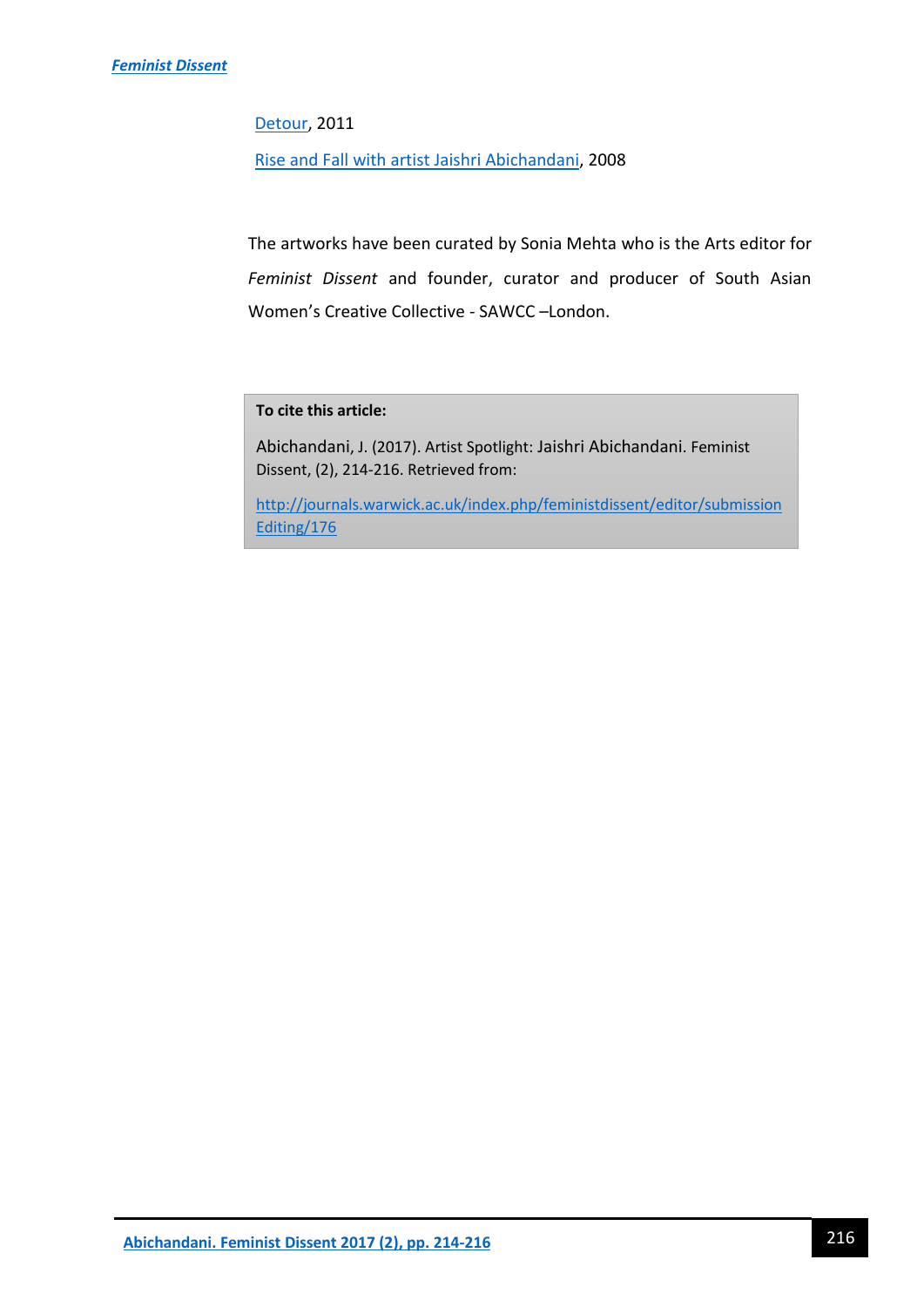Detour, 2011

Rise and Fall with artist Jaishri Abichandani, 2008

The artworks have been curated by Sonia Mehta who is the Arts editor for *Feminist Dissent* and founder, curator and producer of South Asian Women's Creative Collective - SAWCC –London.

**To cite this article:**

Abichandani, J. (2017). Artist Spotlight: Jaishri Abichandani. Feminist Dissent, (2), 214-216. Retrieved from:

http://journals.warwick.ac.uk/index.php/feministdissent/editor/submissionEditing/176